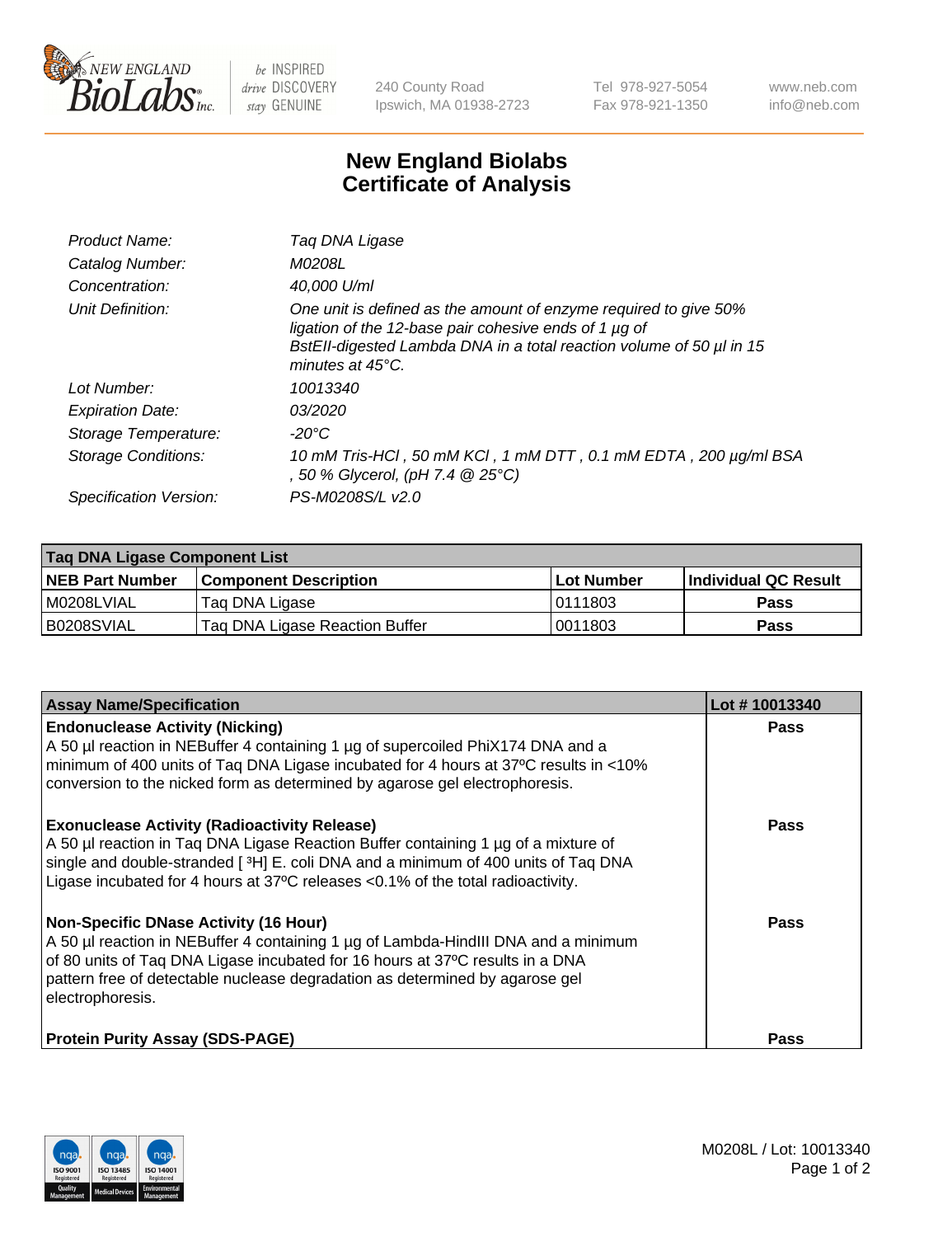be INSPIRED drive DISCOVERY stay GENUINE

240 County Road
Ipswich, MA 01938-2723

Tel 978-927-5054
Fax 978-921-1350

www.neb.com
info@neb.com

# New England Biolabs Certificate of Analysis

| | |
|---|---|
| Product Name: | Taq DNA Ligase |
| Catalog Number: | M0208L |
| Concentration: | 40,000 U/ml |
| Unit Definition: | One unit is defined as the amount of enzyme required to give 50% ligation of the 12-base pair cohesive ends of 1 µg of BstEII-digested Lambda DNA in a total reaction volume of 50 µl in 15 minutes at 45°C. |
| Lot Number: | 10013340 |
| Expiration Date: | 03/2020 |
| Storage Temperature: | -20°C |
| Storage Conditions: | 10 mM Tris-HCl , 50 mM KCl , 1 mM DTT , 0.1 mM EDTA , 200 µg/ml BSA , 50 % Glycerol, (pH 7.4 @ 25°C) |
| Specification Version: | PS-M0208S/L v2.0 |

| Taq DNA Ligase Component List | | | |
|---|---|---|---|
| **NEB Part Number** | **Component Description** | **Lot Number** | **Individual QC Result** |
| M0208LVIAL | Taq DNA Ligase | 0111803 | Pass |
| B0208SVIAL | Taq DNA Ligase Reaction Buffer | 0011803 | Pass |

| Assay Name/Specification | Lot # 10013340 |
|---|---|
| **Endonuclease Activity (Nicking)**<br>A 50 µl reaction in NEBuffer 4 containing 1 µg of supercoiled PhiX174 DNA and a minimum of 400 units of Taq DNA Ligase incubated for 4 hours at 37ºC results in <10% conversion to the nicked form as determined by agarose gel electrophoresis. | Pass |
| **Exonuclease Activity (Radioactivity Release)**<br>A 50 µl reaction in Taq DNA Ligase Reaction Buffer containing 1 µg of a mixture of single and double-stranded [$^{3}$H] E. coli DNA and a minimum of 400 units of Taq DNA Ligase incubated for 4 hours at 37ºC releases <0.1% of the total radioactivity. | Pass |
| **Non-Specific DNase Activity (16 Hour)**<br>A 50 µl reaction in NEBuffer 4 containing 1 µg of Lambda-HindIII DNA and a minimum of 80 units of Taq DNA Ligase incubated for 16 hours at 37ºC results in a DNA pattern free of detectable nuclease degradation as determined by agarose gel electrophoresis. | Pass |
| **Protein Purity Assay (SDS-PAGE)** | Pass |

M0208L / Lot: 10013340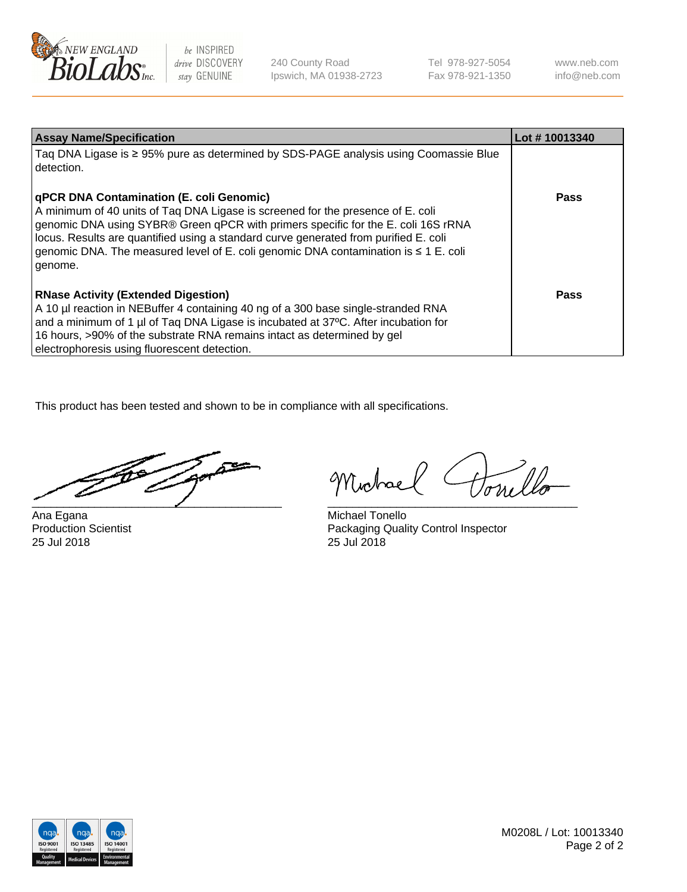| Assay Name/Specification | Lot # 10013340 |
|---|---|
| Taq DNA Ligase is ≥ 95% pure as determined by SDS-PAGE analysis using Coomassie Blue detection. | |
| **qPCR DNA Contamination (E. coli Genomic)**<br>A minimum of 40 units of Taq DNA Ligase is screened for the presence of E. coli genomic DNA using SYBR® Green qPCR with primers specific for the E. coli 16S rRNA locus. Results are quantified using a standard curve generated from purified E. coli genomic DNA. The measured level of E. coli genomic DNA contamination is ≤ 1 E. coli genome. | **Pass** |
| **RNase Activity (Extended Digestion)**<br>A 10 µl reaction in NEBuffer 4 containing 40 ng of a 300 base single-stranded RNA and a minimum of 1 µl of Taq DNA Ligase is incubated at 37ºC. After incubation for 16 hours, >90% of the substrate RNA remains intact as determined by gel electrophoresis using fluorescent detection. | **Pass** |

This product has been tested and shown to be in compliance with all specifications.

Ana Egana
Production Scientist
25 Jul 2018

Michael Tonello
Packaging Quality Control Inspector
25 Jul 2018

M0208L / Lot: 10013340